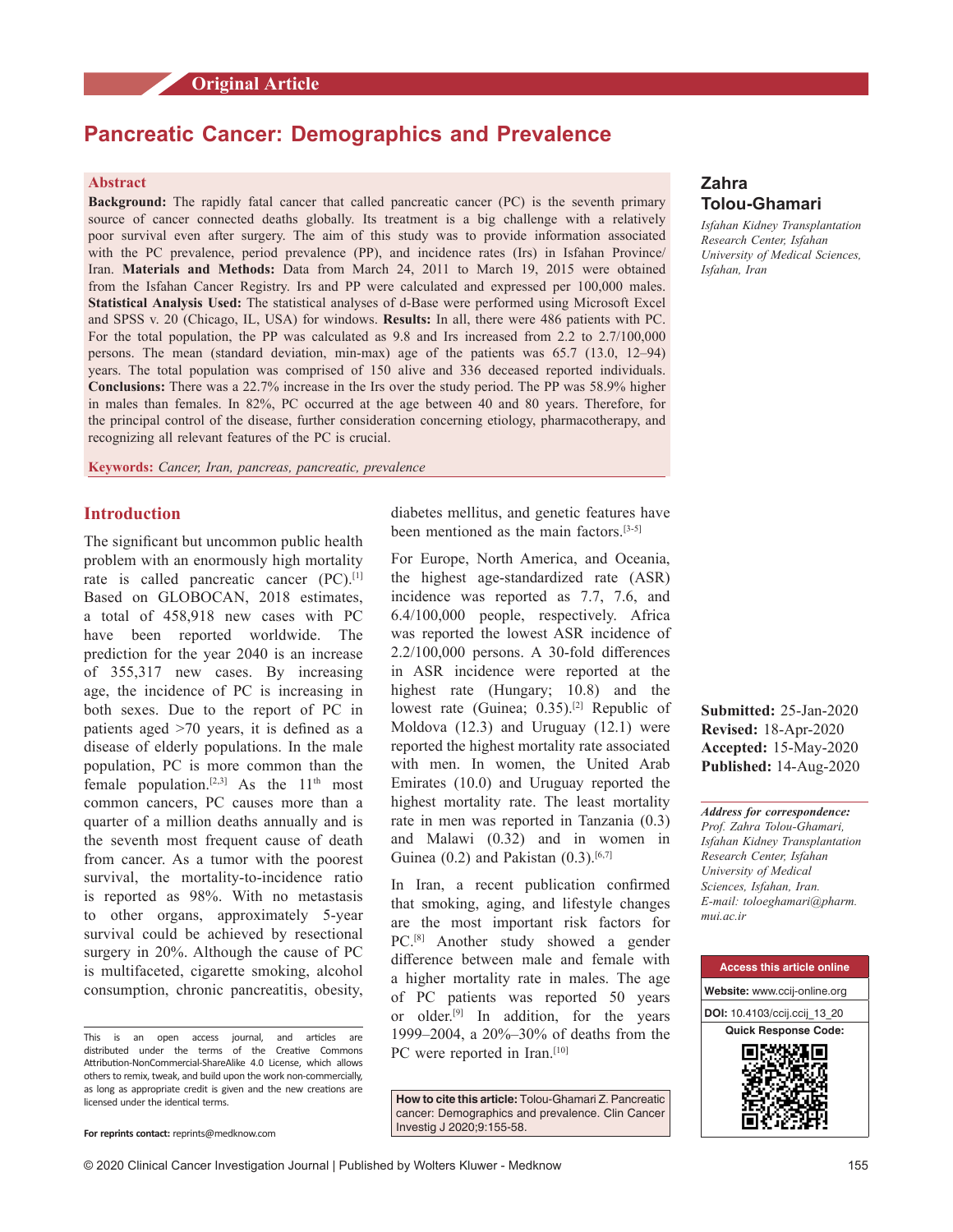Original Article

# Pancreatic Cancer: Demographics and Prevalence

## Abstract

**Background:** The rapidly fatal cancer that called pancreatic cancer (PC) is the seventh primary source of cancer connected deaths globally. Its treatment is a big challenge with a relatively poor survival even after surgery. The aim of this study was to provide information associated with the PC prevalence, period prevalence (PP), and incidence rates (Irs) in Isfahan Province/Iran. **Materials and Methods:** Data from March 24, 2011 to March 19, 2015 were obtained from the Isfahan Cancer Registry. Irs and PP were calculated and expressed per 100,000 males. **Statistical Analysis Used:** The statistical analyses of d-Base were performed using Microsoft Excel and SPSS v. 20 (Chicago, IL, USA) for windows. **Results:** In all, there were 486 patients with PC. For the total population, the PP was calculated as 9.8 and Irs increased from 2.2 to 2.7/100,000 persons. The mean (standard deviation, min-max) age of the patients was 65.7 (13.0, 12–94) years. The total population was comprised of 150 alive and 336 deceased reported individuals. **Conclusions:** There was a 22.7% increase in the Irs over the study period. The PP was 58.9% higher in males than females. In 82%, PC occurred at the age between 40 and 80 years. Therefore, for the principal control of the disease, further consideration concerning etiology, pharmacotherapy, and recognizing all relevant features of the PC is crucial.

**Keywords:** *Cancer, Iran, pancreas, pancreatic, prevalence*

**Zahra Tolou-Ghamari**

*Isfahan Kidney Transplantation Research Center, Isfahan University of Medical Sciences, Isfahan, Iran*

## Introduction

The significant but uncommon public health problem with an enormously high mortality rate is called pancreatic cancer (PC).[1] Based on GLOBOCAN, 2018 estimates, a total of 458,918 new cases with PC have been reported worldwide. The prediction for the year 2040 is an increase of 355,317 new cases. By increasing age, the incidence of PC is increasing in both sexes. Due to the report of PC in patients aged >70 years, it is defined as a disease of elderly populations. In the male population, PC is more common than the female population.[2,3] As the 11th most common cancers, PC causes more than a quarter of a million deaths annually and is the seventh most frequent cause of death from cancer. As a tumor with the poorest survival, the mortality-to-incidence ratio is reported as 98%. With no metastasis to other organs, approximately 5-year survival could be achieved by resectional surgery in 20%. Although the cause of PC is multifaceted, cigarette smoking, alcohol consumption, chronic pancreatitis, obesity, diabetes mellitus, and genetic features have been mentioned as the main factors.[3-5]

For Europe, North America, and Oceania, the highest age-standardized rate (ASR) incidence was reported as 7.7, 7.6, and 6.4/100,000 people, respectively. Africa was reported the lowest ASR incidence of 2.2/100,000 persons. A 30-fold differences in ASR incidence were reported at the highest rate (Hungary; 10.8) and the lowest rate (Guinea; 0.35).[2] Republic of Moldova (12.3) and Uruguay (12.1) were reported the highest mortality rate associated with men. In women, the United Arab Emirates (10.0) and Uruguay reported the highest mortality rate. The least mortality rate in men was reported in Tanzania (0.3) and Malawi (0.32) and in women in Guinea (0.2) and Pakistan (0.3).[6,7]

In Iran, a recent publication confirmed that smoking, aging, and lifestyle changes are the most important risk factors for PC.[8] Another study showed a gender difference between male and female with a higher mortality rate in males. The age of PC patients was reported 50 years or older.[9] In addition, for the years 1999–2004, a 20%–30% of deaths from the PC were reported in Iran.[10]

This is an open access journal, and articles are distributed under the terms of the Creative Commons Attribution-NonCommercial-ShareAlike 4.0 License, which allows others to remix, tweak, and build upon the work non-commercially, as long as appropriate credit is given and the new creations are licensed under the identical terms.

For reprints contact: reprints@medknow.com

**How to cite this article:** Tolou-Ghamari Z. Pancreatic cancer: Demographics and prevalence. Clin Cancer Investig J 2020;9:155-58.

**Submitted:** 25-Jan-2020
**Revised:** 18-Apr-2020
**Accepted:** 15-May-2020
**Published:** 14-Aug-2020

***Address for correspondence:***
*Prof. Zahra Tolou-Ghamari, Isfahan Kidney Transplantation Research Center, Isfahan University of Medical Sciences, Isfahan, Iran.*
*E-mail: toloeghamari@pharm.mui.ac.ir*

Access this article online

**Website:** www.ccij-online.org

**DOI:** 10.4103/ccij.ccij_13_20

Quick Response Code: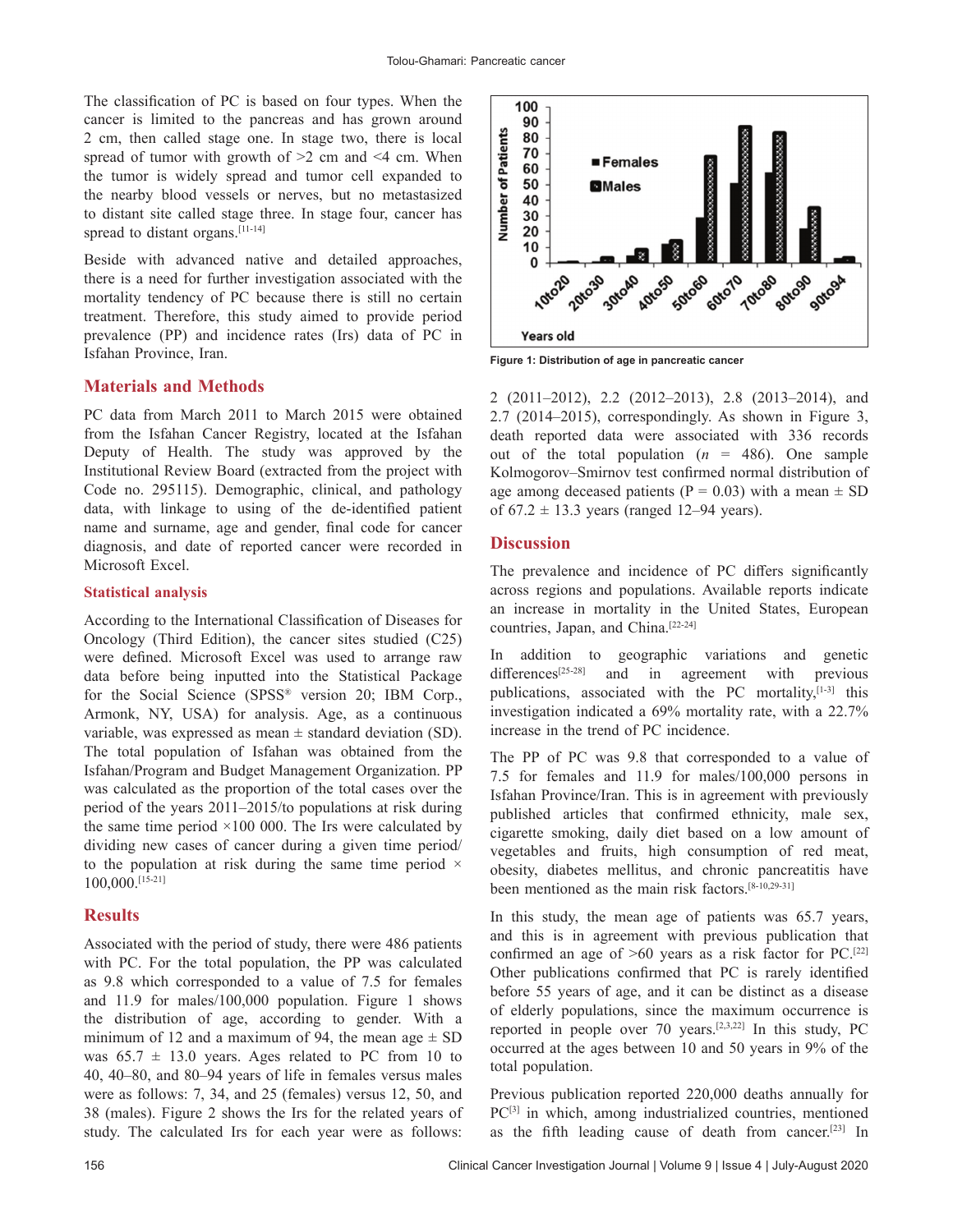The classification of PC is based on four types. When the cancer is limited to the pancreas and has grown around 2 cm, then called stage one. In stage two, there is local spread of tumor with growth of >2 cm and <4 cm. When the tumor is widely spread and tumor cell expanded to the nearby blood vessels or nerves, but no metastasized to distant site called stage three. In stage four, cancer has spread to distant organs.[11-14]

Beside with advanced native and detailed approaches, there is a need for further investigation associated with the mortality tendency of PC because there is still no certain treatment. Therefore, this study aimed to provide period prevalence (PP) and incidence rates (Irs) data of PC in Isfahan Province, Iran.

## Materials and Methods

PC data from March 2011 to March 2015 were obtained from the Isfahan Cancer Registry, located at the Isfahan Deputy of Health. The study was approved by the Institutional Review Board (extracted from the project with Code no. 295115). Demographic, clinical, and pathology data, with linkage to using of the de-identified patient name and surname, age and gender, final code for cancer diagnosis, and date of reported cancer were recorded in Microsoft Excel.

### Statistical analysis

According to the International Classification of Diseases for Oncology (Third Edition), the cancer sites studied (C25) were defined. Microsoft Excel was used to arrange raw data before being inputted into the Statistical Package for the Social Science (SPSS® version 20; IBM Corp., Armonk, NY, USA) for analysis. Age, as a continuous variable, was expressed as mean ± standard deviation (SD). The total population of Isfahan was obtained from the Isfahan/Program and Budget Management Organization. PP was calculated as the proportion of the total cases over the period of the years 2011–2015/to populations at risk during the same time period ×100 000. The Irs were calculated by dividing new cases of cancer during a given time period/to the population at risk during the same time period × 100,000.[15-21]

## Results

Associated with the period of study, there were 486 patients with PC. For the total population, the PP was calculated as 9.8 which corresponded to a value of 7.5 for females and 11.9 for males/100,000 population. Figure 1 shows the distribution of age, according to gender. With a minimum of 12 and a maximum of 94, the mean age ± SD was 65.7 ± 13.0 years. Ages related to PC from 10 to 40, 40–80, and 80–94 years of life in females versus males were as follows: 7, 34, and 25 (females) versus 12, 50, and 38 (males). Figure 2 shows the Irs for the related years of study. The calculated Irs for each year were as follows: 2 (2011–2012), 2.2 (2012–2013), 2.8 (2013–2014), and 2.7 (2014–2015), correspondingly. As shown in Figure 3, death reported data were associated with 336 records out of the total population (*n* = 486). One sample Kolmogorov–Smirnov test confirmed normal distribution of age among deceased patients (P = 0.03) with a mean ± SD of 67.2 ± 13.3 years (ranged 12–94 years).

Figure 1: Distribution of age in pancreatic cancer

## Discussion

The prevalence and incidence of PC differs significantly across regions and populations. Available reports indicate an increase in mortality in the United States, European countries, Japan, and China.[22-24]

In addition to geographic variations and genetic differences[25-28] and in agreement with previous publications, associated with the PC mortality,[1-3] this investigation indicated a 69% mortality rate, with a 22.7% increase in the trend of PC incidence.

The PP of PC was 9.8 that corresponded to a value of 7.5 for females and 11.9 for males/100,000 persons in Isfahan Province/Iran. This is in agreement with previously published articles that confirmed ethnicity, male sex, cigarette smoking, daily diet based on a low amount of vegetables and fruits, high consumption of red meat, obesity, diabetes mellitus, and chronic pancreatitis have been mentioned as the main risk factors.[8-10,29-31]

In this study, the mean age of patients was 65.7 years, and this is in agreement with previous publication that confirmed an age of >60 years as a risk factor for PC.[22] Other publications confirmed that PC is rarely identified before 55 years of age, and it can be distinct as a disease of elderly populations, since the maximum occurrence is reported in people over 70 years.[2,3,22] In this study, PC occurred at the ages between 10 and 50 years in 9% of the total population.

Previous publication reported 220,000 deaths annually for PC[3] in which, among industrialized countries, mentioned as the fifth leading cause of death from cancer.[23] In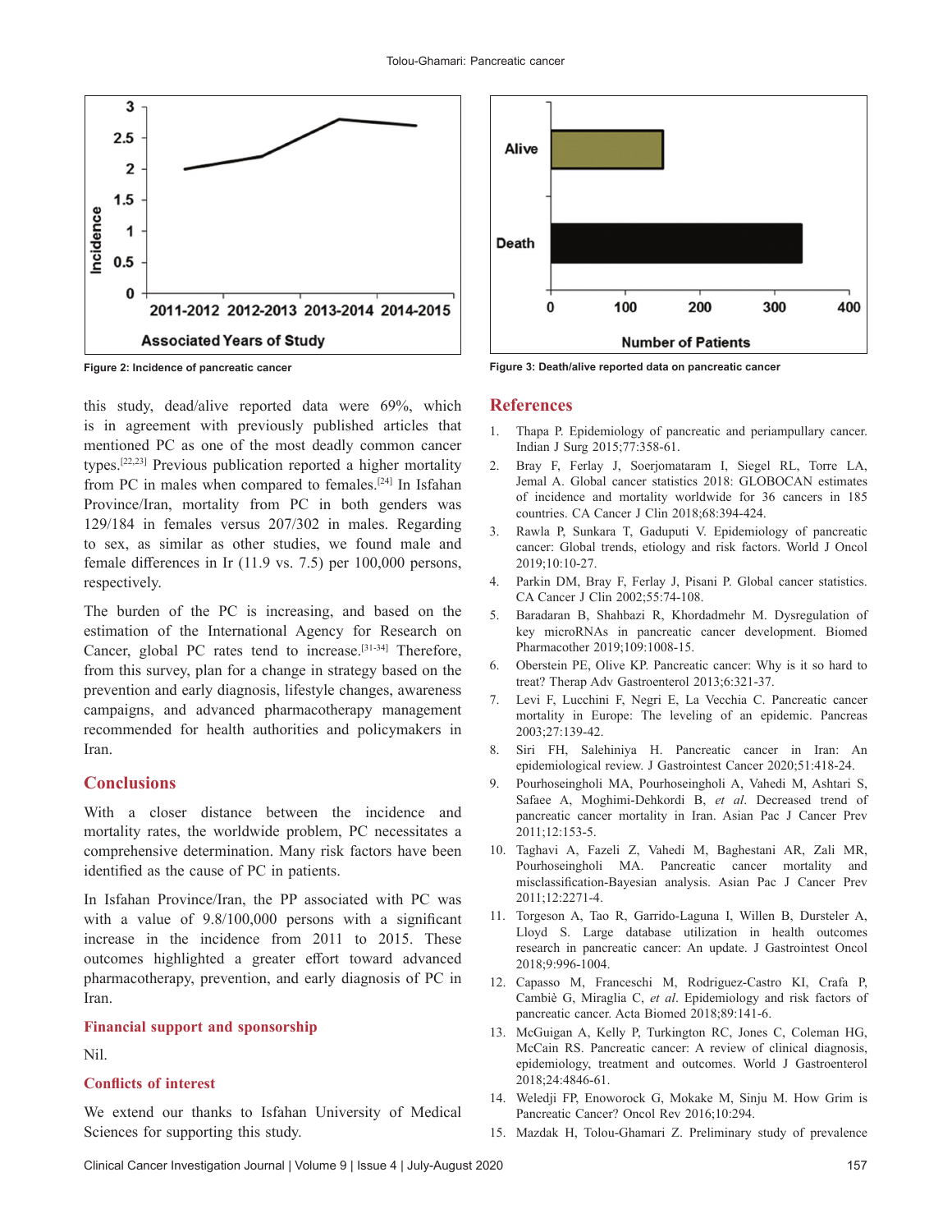Figure 2: Incidence of pancreatic cancer

Figure 3: Death/alive reported data on pancreatic cancer

this study, dead/alive reported data were 69%, which is in agreement with previously published articles that mentioned PC as one of the most deadly common cancer types.[22,23] Previous publication reported a higher mortality from PC in males when compared to females.[24] In Isfahan Province/Iran, mortality from PC in both genders was 129/184 in females versus 207/302 in males. Regarding to sex, as similar as other studies, we found male and female differences in Ir (11.9 vs. 7.5) per 100,000 persons, respectively.

The burden of the PC is increasing, and based on the estimation of the International Agency for Research on Cancer, global PC rates tend to increase.[31-34] Therefore, from this survey, plan for a change in strategy based on the prevention and early diagnosis, lifestyle changes, awareness campaigns, and advanced pharmacotherapy management recommended for health authorities and policymakers in Iran.

## Conclusions

With a closer distance between the incidence and mortality rates, the worldwide problem, PC necessitates a comprehensive determination. Many risk factors have been identified as the cause of PC in patients.

In Isfahan Province/Iran, the PP associated with PC was with a value of 9.8/100,000 persons with a significant increase in the incidence from 2011 to 2015. These outcomes highlighted a greater effort toward advanced pharmacotherapy, prevention, and early diagnosis of PC in Iran.

### Financial support and sponsorship

Nil.

### Conflicts of interest

We extend our thanks to Isfahan University of Medical Sciences for supporting this study.

## References

1. Thapa P. Epidemiology of pancreatic and periampullary cancer. Indian J Surg 2015;77:358-61.
2. Bray F, Ferlay J, Soerjomataram I, Siegel RL, Torre LA, Jemal A. Global cancer statistics 2018: GLOBOCAN estimates of incidence and mortality worldwide for 36 cancers in 185 countries. CA Cancer J Clin 2018;68:394-424.
3. Rawla P, Sunkara T, Gaduputi V. Epidemiology of pancreatic cancer: Global trends, etiology and risk factors. World J Oncol 2019;10:10-27.
4. Parkin DM, Bray F, Ferlay J, Pisani P. Global cancer statistics. CA Cancer J Clin 2002;55:74-108.
5. Baradaran B, Shahbazi R, Khordadmehr M. Dysregulation of key microRNAs in pancreatic cancer development. Biomed Pharmacother 2019;109:1008-15.
6. Oberstein PE, Olive KP. Pancreatic cancer: Why is it so hard to treat? Therap Adv Gastroenterol 2013;6:321-37.
7. Levi F, Lucchini F, Negri E, La Vecchia C. Pancreatic cancer mortality in Europe: The leveling of an epidemic. Pancreas 2003;27:139-42.
8. Siri FH, Salehiniya H. Pancreatic cancer in Iran: An epidemiological review. J Gastrointest Cancer 2020;51:418-24.
9. Pourhoseingholi MA, Pourhoseingholi A, Vahedi M, Ashtari S, Safaee A, Moghimi-Dehkordi B, *et al*. Decreased trend of pancreatic cancer mortality in Iran. Asian Pac J Cancer Prev 2011;12:153-5.
10. Taghavi A, Fazeli Z, Vahedi M, Baghestani AR, Zali MR, Pourhoseingholi MA. Pancreatic cancer mortality and misclassification-Bayesian analysis. Asian Pac J Cancer Prev 2011;12:2271-4.
11. Torgeson A, Tao R, Garrido-Laguna I, Willen B, Dursteler A, Lloyd S. Large database utilization in health outcomes research in pancreatic cancer: An update. J Gastrointest Oncol 2018;9:996-1004.
12. Capasso M, Franceschi M, Rodriguez-Castro KI, Crafa P, Cambiè G, Miraglia C, *et al*. Epidemiology and risk factors of pancreatic cancer. Acta Biomed 2018;89:141-6.
13. McGuigan A, Kelly P, Turkington RC, Jones C, Coleman HG, McCain RS. Pancreatic cancer: A review of clinical diagnosis, epidemiology, treatment and outcomes. World J Gastroenterol 2018;24:4846-61.
14. Weledji FP, Enoworock G, Mokake M, Sinju M. How Grim is Pancreatic Cancer? Oncol Rev 2016;10:294.
15. Mazdak H, Tolou-Ghamari Z. Preliminary study of prevalence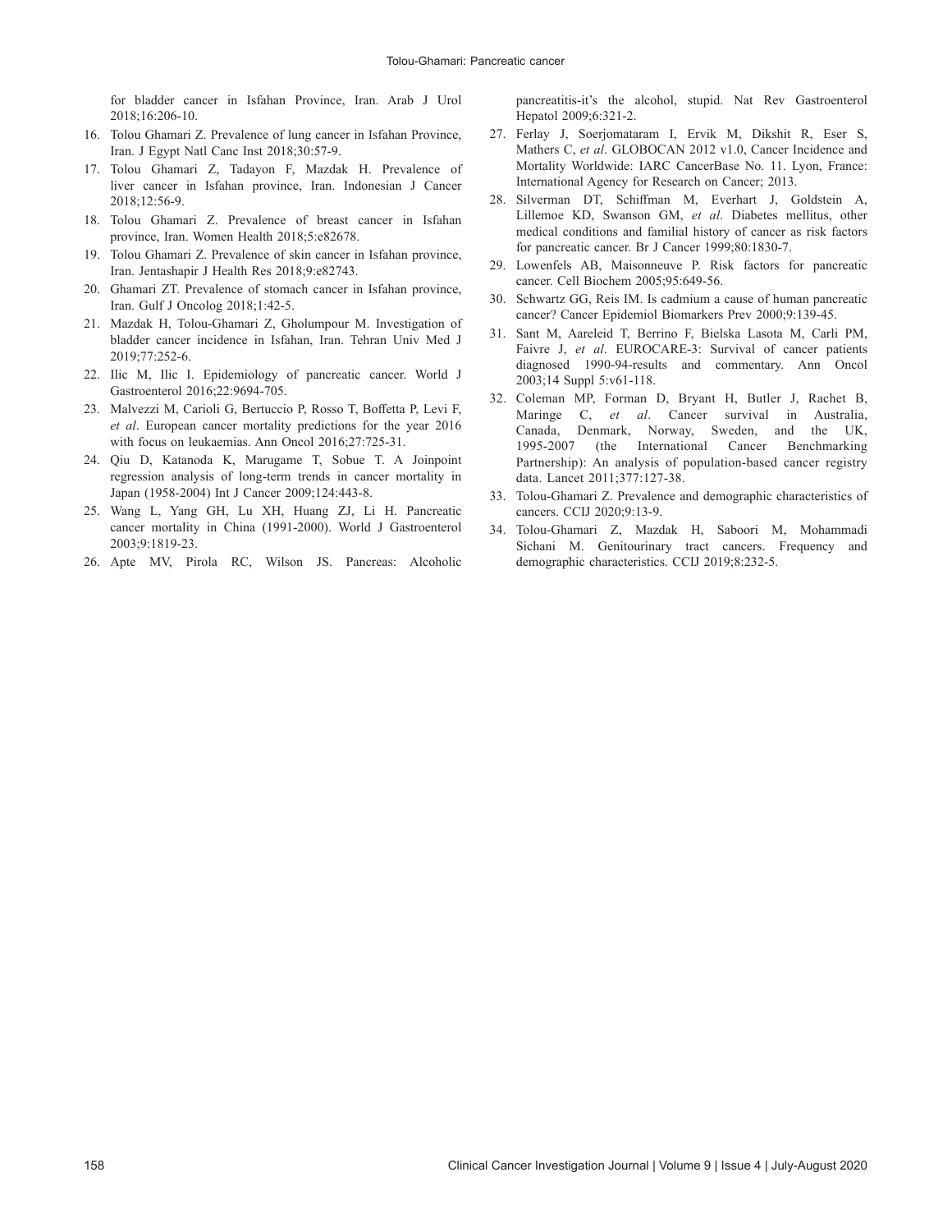for bladder cancer in Isfahan Province, Iran. Arab J Urol 2018;16:206-10.

16. Tolou Ghamari Z. Prevalence of lung cancer in Isfahan Province, Iran. J Egypt Natl Canc Inst 2018;30:57-9.
17. Tolou Ghamari Z, Tadayon F, Mazdak H. Prevalence of liver cancer in Isfahan province, Iran. Indonesian J Cancer 2018;12:56-9.
18. Tolou Ghamari Z. Prevalence of breast cancer in Isfahan province, Iran. Women Health 2018;5:e82678.
19. Tolou Ghamari Z. Prevalence of skin cancer in Isfahan province, Iran. Jentashapir J Health Res 2018;9:e82743.
20. Ghamari ZT. Prevalence of stomach cancer in Isfahan province, Iran. Gulf J Oncolog 2018;1:42-5.
21. Mazdak H, Tolou-Ghamari Z, Gholumpour M. Investigation of bladder cancer incidence in Isfahan, Iran. Tehran Univ Med J 2019;77:252-6.
22. Ilic M, Ilic I. Epidemiology of pancreatic cancer. World J Gastroenterol 2016;22:9694-705.
23. Malvezzi M, Carioli G, Bertuccio P, Rosso T, Boffetta P, Levi F, *et al*. European cancer mortality predictions for the year 2016 with focus on leukaemias. Ann Oncol 2016;27:725-31.
24. Qiu D, Katanoda K, Marugame T, Sobue T. A Joinpoint regression analysis of long-term trends in cancer mortality in Japan (1958-2004) Int J Cancer 2009;124:443-8.
25. Wang L, Yang GH, Lu XH, Huang ZJ, Li H. Pancreatic cancer mortality in China (1991-2000). World J Gastroenterol 2003;9:1819-23.
26. Apte MV, Pirola RC, Wilson JS. Pancreas: Alcoholic pancreatitis-it's the alcohol, stupid. Nat Rev Gastroenterol Hepatol 2009;6:321-2.
27. Ferlay J, Soerjomataram I, Ervik M, Dikshit R, Eser S, Mathers C, *et al*. GLOBOCAN 2012 v1.0, Cancer Incidence and Mortality Worldwide: IARC CancerBase No. 11. Lyon, France: International Agency for Research on Cancer; 2013.
28. Silverman DT, Schiffman M, Everhart J, Goldstein A, Lillemoe KD, Swanson GM, *et al*. Diabetes mellitus, other medical conditions and familial history of cancer as risk factors for pancreatic cancer. Br J Cancer 1999;80:1830-7.
29. Lowenfels AB, Maisonneuve P. Risk factors for pancreatic cancer. Cell Biochem 2005;95:649-56.
30. Schwartz GG, Reis IM. Is cadmium a cause of human pancreatic cancer? Cancer Epidemiol Biomarkers Prev 2000;9:139-45.
31. Sant M, Aareleid T, Berrino F, Bielska Lasota M, Carli PM, Faivre J, *et al*. EUROCARE-3: Survival of cancer patients diagnosed 1990-94-results and commentary. Ann Oncol 2003;14 Suppl 5:v61-118.
32. Coleman MP, Forman D, Bryant H, Butler J, Rachet B, Maringe C, *et al*. Cancer survival in Australia, Canada, Denmark, Norway, Sweden, and the UK, 1995-2007 (the International Cancer Benchmarking Partnership): An analysis of population-based cancer registry data. Lancet 2011;377:127-38.
33. Tolou-Ghamari Z. Prevalence and demographic characteristics of cancers. CCIJ 2020;9:13-9.
34. Tolou-Ghamari Z, Mazdak H, Saboori M, Mohammadi Sichani M. Genitourinary tract cancers. Frequency and demographic characteristics. CCIJ 2019;8:232-5.